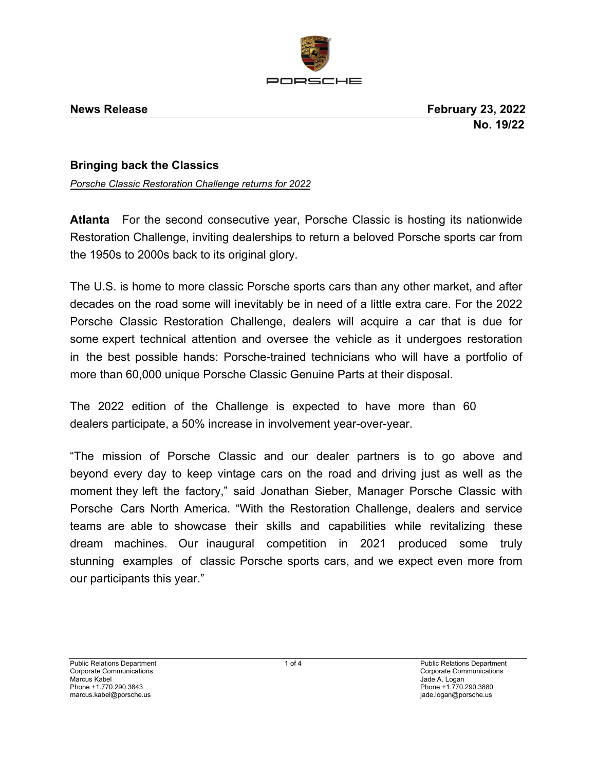**News Release** **February 23, 2022**

**No. 19/22**

## Bringing back the Classics

*Porsche Classic Restoration Challenge returns for 2022*

**Atlanta** For the second consecutive year, Porsche Classic is hosting its nationwide Restoration Challenge, inviting dealerships to return a beloved Porsche sports car from the 1950s to 2000s back to its original glory.

The U.S. is home to more classic Porsche sports cars than any other market, and after decades on the road some will inevitably be in need of a little extra care. For the 2022 Porsche Classic Restoration Challenge, dealers will acquire a car that is due for some expert technical attention and oversee the vehicle as it undergoes restoration in the best possible hands: Porsche-trained technicians who will have a portfolio of more than 60,000 unique Porsche Classic Genuine Parts at their disposal.

The 2022 edition of the Challenge is expected to have more than 60 dealers participate, a 50% increase in involvement year-over-year.

"The mission of Porsche Classic and our dealer partners is to go above and beyond every day to keep vintage cars on the road and driving just as well as the moment they left the factory," said Jonathan Sieber, Manager Porsche Classic with Porsche Cars North America. "With the Restoration Challenge, dealers and service teams are able to showcase their skills and capabilities while revitalizing these dream machines. Our inaugural competition in 2021 produced some truly stunning examples of classic Porsche sports cars, and we expect even more from our participants this year."

Public Relations Department
Corporate Communications
Marcus Kabel
Phone +1.770.290.3843
marcus.kabel@porsche.us

Public Relations Department
Corporate Communications
Jade A. Logan
Phone +1.770.290.3880
jade.logan@porsche.us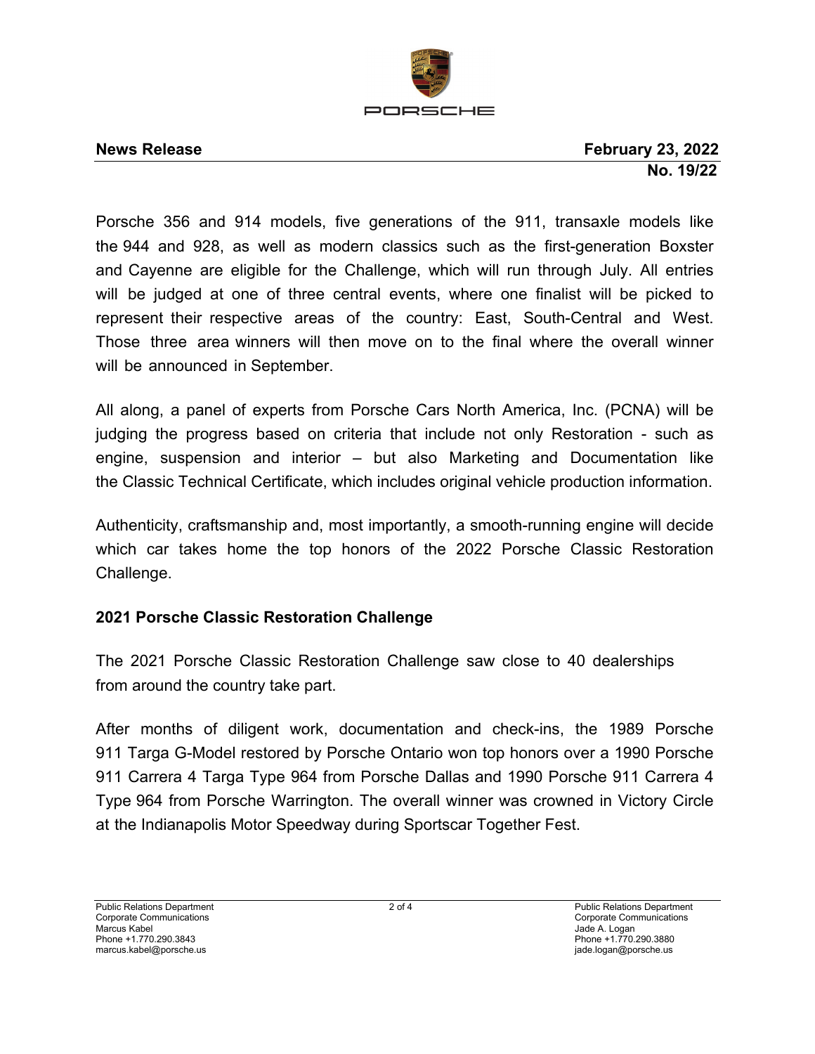**News Release** **February 23, 2022**

**No. 19/22**

Porsche 356 and 914 models, five generations of the 911, transaxle models like the 944 and 928, as well as modern classics such as the first-generation Boxster and Cayenne are eligible for the Challenge, which will run through July. All entries will be judged at one of three central events, where one finalist will be picked to represent their respective areas of the country: East, South-Central and West. Those three area winners will then move on to the final where the overall winner will be announced in September.

All along, a panel of experts from Porsche Cars North America, Inc. (PCNA) will be judging the progress based on criteria that include not only Restoration - such as engine, suspension and interior – but also Marketing and Documentation like the Classic Technical Certificate, which includes original vehicle production information.

Authenticity, craftsmanship and, most importantly, a smooth-running engine will decide which car takes home the top honors of the 2022 Porsche Classic Restoration Challenge.

**2021 Porsche Classic Restoration Challenge**

The 2021 Porsche Classic Restoration Challenge saw close to 40 dealerships from around the country take part.

After months of diligent work, documentation and check-ins, the 1989 Porsche 911 Targa G-Model restored by Porsche Ontario won top honors over a 1990 Porsche 911 Carrera 4 Targa Type 964 from Porsche Dallas and 1990 Porsche 911 Carrera 4 Type 964 from Porsche Warrington. The overall winner was crowned in Victory Circle at the Indianapolis Motor Speedway during Sportscar Together Fest.

Public Relations Department
Corporate Communications
Marcus Kabel
Phone +1.770.290.3843
marcus.kabel@porsche.us

Public Relations Department
Corporate Communications
Jade A. Logan
Phone +1.770.290.3880
jade.logan@porsche.us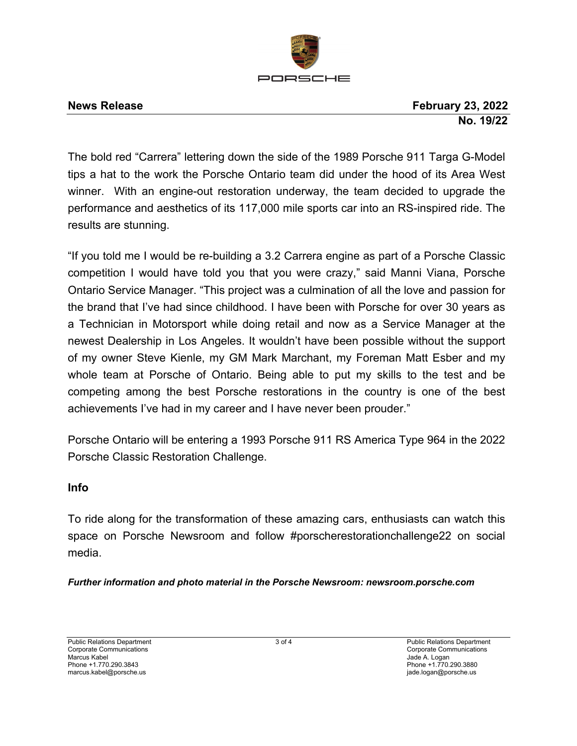**News Release** **February 23, 2022**
**No. 19/22**

The bold red “Carrera” lettering down the side of the 1989 Porsche 911 Targa G-Model tips a hat to the work the Porsche Ontario team did under the hood of its Area West winner. With an engine-out restoration underway, the team decided to upgrade the performance and aesthetics of its 117,000 mile sports car into an RS-inspired ride. The results are stunning.

“If you told me I would be re-building a 3.2 Carrera engine as part of a Porsche Classic competition I would have told you that you were crazy,” said Manni Viana, Porsche Ontario Service Manager. “This project was a culmination of all the love and passion for the brand that I’ve had since childhood. I have been with Porsche for over 30 years as a Technician in Motorsport while doing retail and now as a Service Manager at the newest Dealership in Los Angeles. It wouldn’t have been possible without the support of my owner Steve Kienle, my GM Mark Marchant, my Foreman Matt Esber and my whole team at Porsche of Ontario. Being able to put my skills to the test and be competing among the best Porsche restorations in the country is one of the best achievements I’ve had in my career and I have never been prouder.”

Porsche Ontario will be entering a 1993 Porsche 911 RS America Type 964 in the 2022 Porsche Classic Restoration Challenge.

## Info

To ride along for the transformation of these amazing cars, enthusiasts can watch this space on Porsche Newsroom and follow #porscherestorationchallenge22 on social media.

***Further information and photo material in the Porsche Newsroom: newsroom.porsche.com***

Public Relations Department
Corporate Communications
Marcus Kabel
Phone +1.770.290.3843
marcus.kabel@porsche.us

Public Relations Department
Corporate Communications
Jade A. Logan
Phone +1.770.290.3880
jade.logan@porsche.us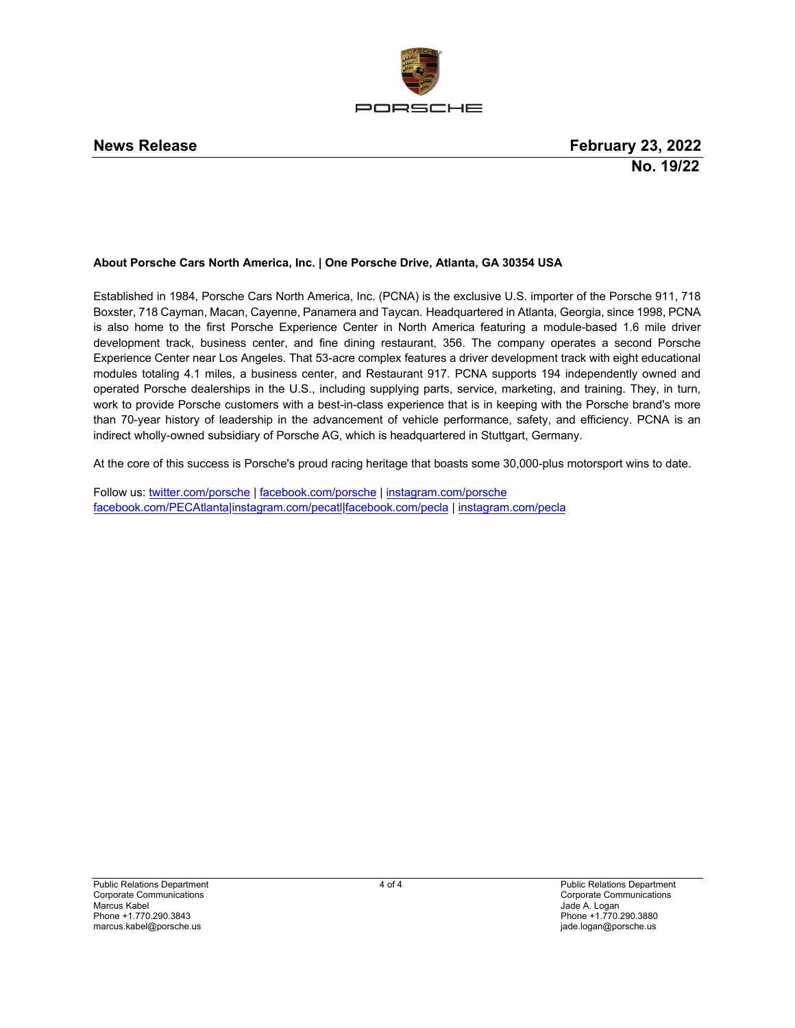**News Release** **February 23, 2022**
**No. 19/22**

**About Porsche Cars North America, Inc. | One Porsche Drive, Atlanta, GA 30354 USA**

Established in 1984, Porsche Cars North America, Inc. (PCNA) is the exclusive U.S. importer of the Porsche 911, 718 Boxster, 718 Cayman, Macan, Cayenne, Panamera and Taycan. Headquartered in Atlanta, Georgia, since 1998, PCNA is also home to the first Porsche Experience Center in North America featuring a module-based 1.6 mile driver development track, business center, and fine dining restaurant, 356. The company operates a second Porsche Experience Center near Los Angeles. That 53-acre complex features a driver development track with eight educational modules totaling 4.1 miles, a business center, and Restaurant 917. PCNA supports 194 independently owned and operated Porsche dealerships in the U.S., including supplying parts, service, marketing, and training. They, in turn, work to provide Porsche customers with a best-in-class experience that is in keeping with the Porsche brand's more than 70-year history of leadership in the advancement of vehicle performance, safety, and efficiency. PCNA is an indirect wholly-owned subsidiary of Porsche AG, which is headquartered in Stuttgart, Germany.

At the core of this success is Porsche's proud racing heritage that boasts some 30,000-plus motorsport wins to date.

Follow us: twitter.com/porsche | facebook.com/porsche | instagram.com/porsche
facebook.com/PECAtlanta|instagram.com/pecatl|facebook.com/pecla | instagram.com/pecla

Public Relations Department
Corporate Communications
Marcus Kabel
Phone +1.770.290.3843
marcus.kabel@porsche.us

Public Relations Department
Corporate Communications
Jade A. Logan
Phone +1.770.290.3880
jade.logan@porsche.us